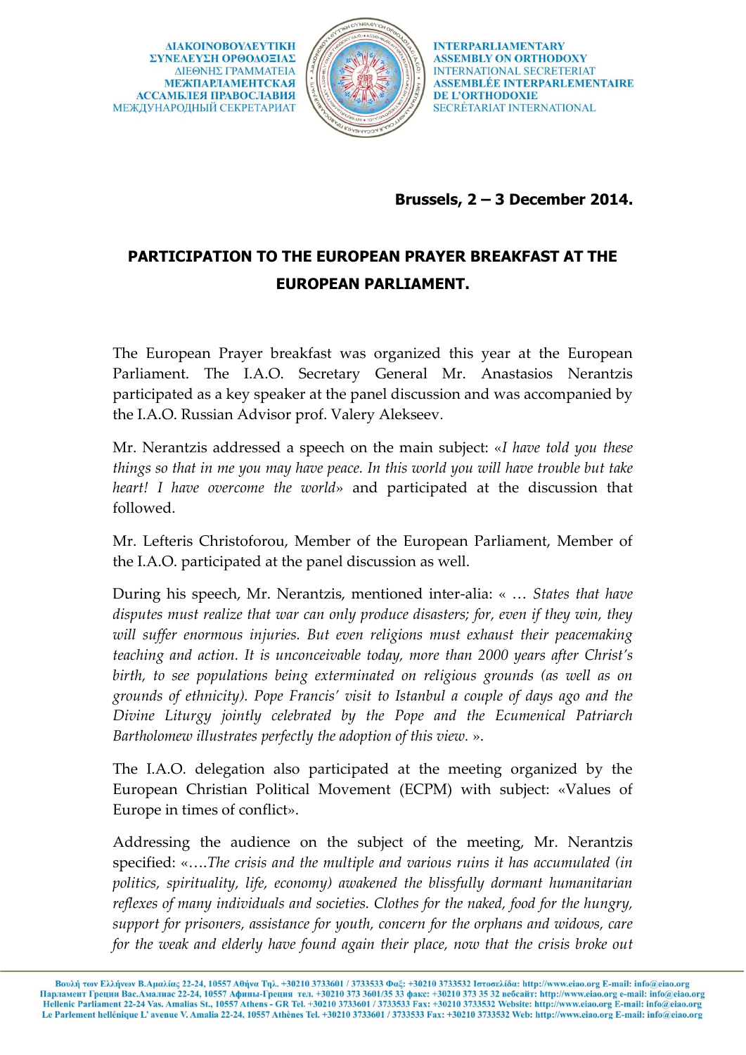ΔΙΑΚΟΙΝΟΒΟΥΛΕΥΤΙΚΗ ΣΥΝΕΛΕΥΣΗ ΟΡΘΟΔΟΞΙΑΣ
ΔΙΕΘΝΗΣ ΓΡΑΜΜΑΤΕΙΑ
МЕЖПАРЛАМЕНТСКАЯ АССАМБЛЕЯ ПРАВОСЛАВИЯ
МЕЖДУНАРОДНЫЙ СЕКРЕТАРИАТ

INTERPARLIAMENTARY ASSEMBLY ON ORTHODOXY
INTERNATIONAL SECRETERIAT
ASSEMBLÉE INTERPARLEMENTAIRE DE L'ORTHODOXIE
SECRÉTARIAT INTERNATIONAL

**Brussels, 2 – 3 December 2014.**

# PARTICIPATION TO THE EUROPEAN PRAYER BREAKFAST AT THE EUROPEAN PARLIAMENT.

The European Prayer breakfast was organized this year at the European Parliament. The I.A.O. Secretary General Mr. Anastasios Nerantzis participated as a key speaker at the panel discussion and was accompanied by the I.A.O. Russian Advisor prof. Valery Alekseev.

Mr. Nerantzis addressed a speech on the main subject: «*I have told you these things so that in me you may have peace. In this world you will have trouble but take heart! I have overcome the world*» and participated at the discussion that followed.

Mr. Lefteris Christoforou, Member of the European Parliament, Member of the I.A.O. participated at the panel discussion as well.

During his speech, Mr. Nerantzis, mentioned inter-alia: « … *States that have disputes must realize that war can only produce disasters; for, even if they win, they will suffer enormous injuries. But even religions must exhaust their peacemaking teaching and action. It is unconceivable today, more than 2000 years after Christ's birth, to see populations being exterminated on religious grounds (as well as on grounds of ethnicity). Pope Francis' visit to Istanbul a couple of days ago and the Divine Liturgy jointly celebrated by the Pope and the Ecumenical Patriarch Bartholomew illustrates perfectly the adoption of this view.* ».

The I.A.O. delegation also participated at the meeting organized by the European Christian Political Movement (ECPM) with subject: «Values of Europe in times of conflict».

Addressing the audience on the subject of the meeting, Mr. Nerantzis specified: «….*The crisis and the multiple and various ruins it has accumulated (in politics, spirituality, life, economy) awakened the blissfully dormant humanitarian reflexes of many individuals and societies. Clothes for the naked, food for the hungry, support for prisoners, assistance for youth, concern for the orphans and widows, care for the weak and elderly have found again their place, now that the crisis broke out*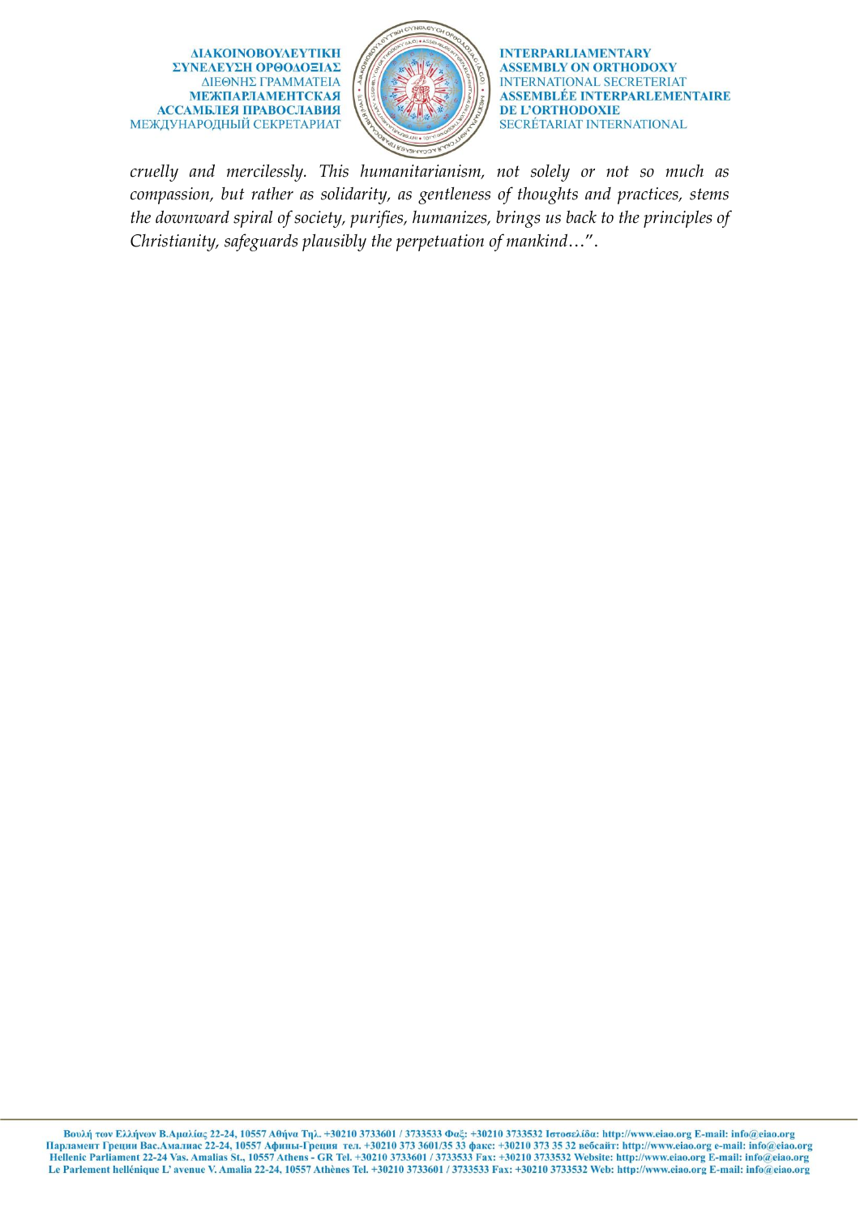*cruelly and mercilessly. This humanitarianism, not solely or not so much as compassion, but rather as solidarity, as gentleness of thoughts and practices, stems the downward spiral of society, purifies, humanizes, brings us back to the principles of Christianity, safeguards plausibly the perpetuation of mankind…”.*